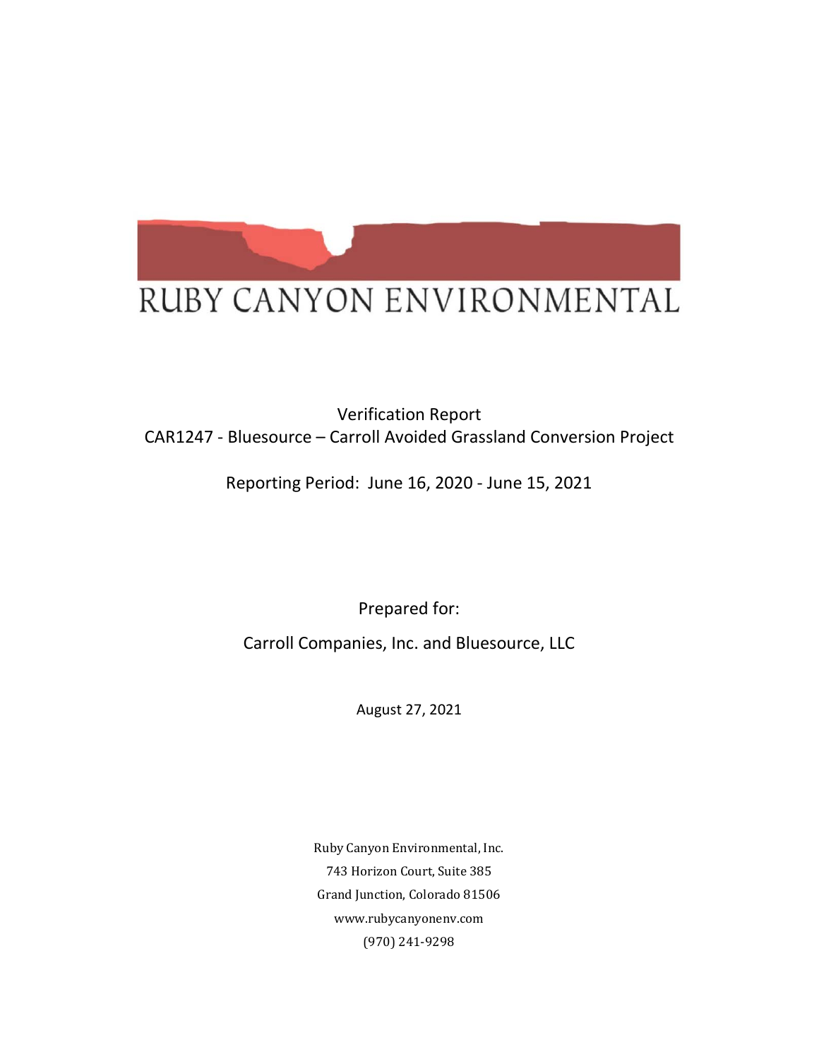RUBY CANYON ENVIRONMENTAL

Verification Report
CAR1247 - Bluesource – Carroll Avoided Grassland Conversion Project

Reporting Period: June 16, 2020 - June 15, 2021

Prepared for:

Carroll Companies, Inc. and Bluesource, LLC

August 27, 2021

Ruby Canyon Environmental, Inc.
743 Horizon Court, Suite 385
Grand Junction, Colorado 81506
www.rubycanyonenv.com
(970) 241-9298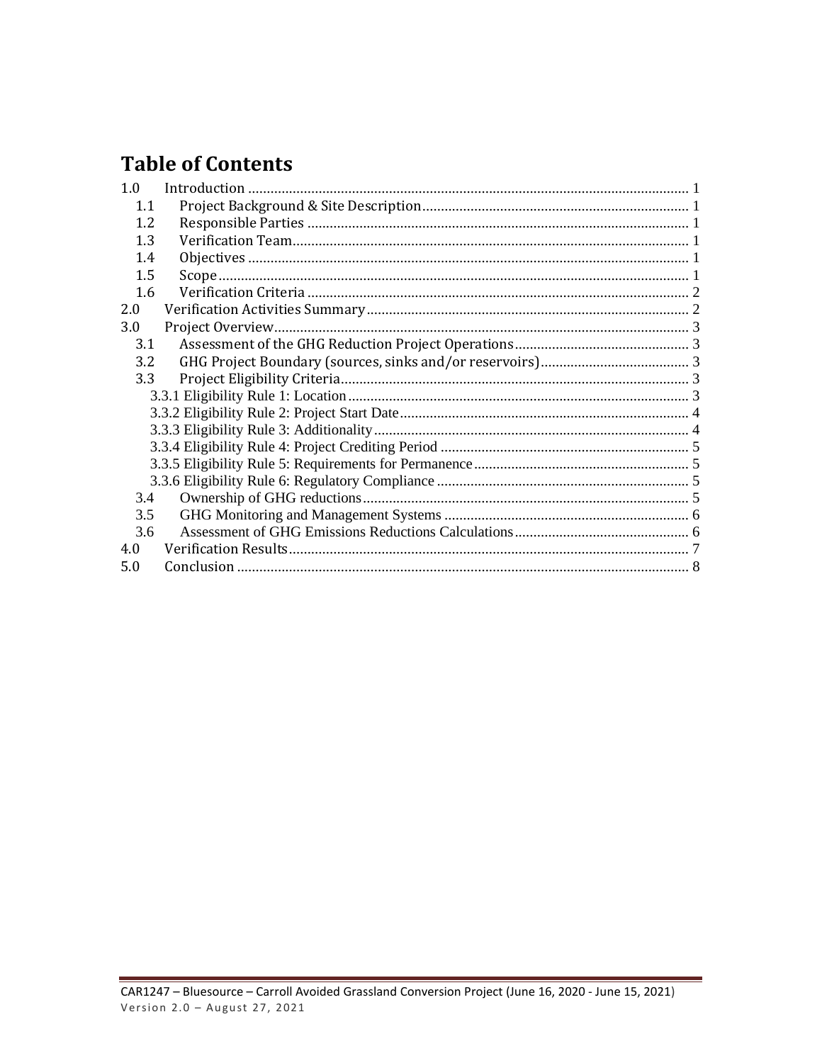# Table of Contents

1.0 Introduction ..... 1
- 1.1 Project Background & Site Description ..... 1
- 1.2 Responsible Parties ..... 1
- 1.3 Verification Team ..... 1
- 1.4 Objectives ..... 1
- 1.5 Scope ..... 1
- 1.6 Verification Criteria ..... 2

2.0 Verification Activities Summary ..... 2

3.0 Project Overview ..... 3
- 3.1 Assessment of the GHG Reduction Project Operations ..... 3
- 3.2 GHG Project Boundary (sources, sinks and/or reservoirs) ..... 3
- 3.3 Project Eligibility Criteria ..... 3
  - 3.3.1 Eligibility Rule 1: Location ..... 3
  - 3.3.2 Eligibility Rule 2: Project Start Date ..... 4
  - 3.3.3 Eligibility Rule 3: Additionality ..... 4
  - 3.3.4 Eligibility Rule 4: Project Crediting Period ..... 5
  - 3.3.5 Eligibility Rule 5: Requirements for Permanence ..... 5
  - 3.3.6 Eligibility Rule 6: Regulatory Compliance ..... 5
- 3.4 Ownership of GHG reductions ..... 5
- 3.5 GHG Monitoring and Management Systems ..... 6
- 3.6 Assessment of GHG Emissions Reductions Calculations ..... 6

4.0 Verification Results ..... 7

5.0 Conclusion ..... 8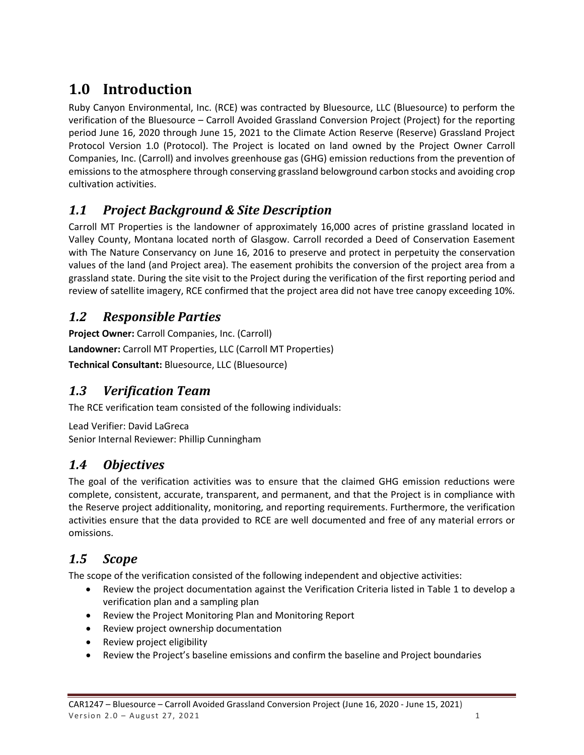# 1.0 Introduction

Ruby Canyon Environmental, Inc. (RCE) was contracted by Bluesource, LLC (Bluesource) to perform the verification of the Bluesource – Carroll Avoided Grassland Conversion Project (Project) for the reporting period June 16, 2020 through June 15, 2021 to the Climate Action Reserve (Reserve) Grassland Project Protocol Version 1.0 (Protocol). The Project is located on land owned by the Project Owner Carroll Companies, Inc. (Carroll) and involves greenhouse gas (GHG) emission reductions from the prevention of emissions to the atmosphere through conserving grassland belowground carbon stocks and avoiding crop cultivation activities.

## *1.1 Project Background & Site Description*

Carroll MT Properties is the landowner of approximately 16,000 acres of pristine grassland located in Valley County, Montana located north of Glasgow. Carroll recorded a Deed of Conservation Easement with The Nature Conservancy on June 16, 2016 to preserve and protect in perpetuity the conservation values of the land (and Project area). The easement prohibits the conversion of the project area from a grassland state. During the site visit to the Project during the verification of the first reporting period and review of satellite imagery, RCE confirmed that the project area did not have tree canopy exceeding 10%.

## *1.2 Responsible Parties*

**Project Owner:** Carroll Companies, Inc. (Carroll)

**Landowner:** Carroll MT Properties, LLC (Carroll MT Properties)

**Technical Consultant:** Bluesource, LLC (Bluesource)

## *1.3 Verification Team*

The RCE verification team consisted of the following individuals:

Lead Verifier: David LaGreca
Senior Internal Reviewer: Phillip Cunningham

## *1.4 Objectives*

The goal of the verification activities was to ensure that the claimed GHG emission reductions were complete, consistent, accurate, transparent, and permanent, and that the Project is in compliance with the Reserve project additionality, monitoring, and reporting requirements. Furthermore, the verification activities ensure that the data provided to RCE are well documented and free of any material errors or omissions.

## *1.5 Scope*

The scope of the verification consisted of the following independent and objective activities:

- Review the project documentation against the Verification Criteria listed in Table 1 to develop a verification plan and a sampling plan
- Review the Project Monitoring Plan and Monitoring Report
- Review project ownership documentation
- Review project eligibility
- Review the Project's baseline emissions and confirm the baseline and Project boundaries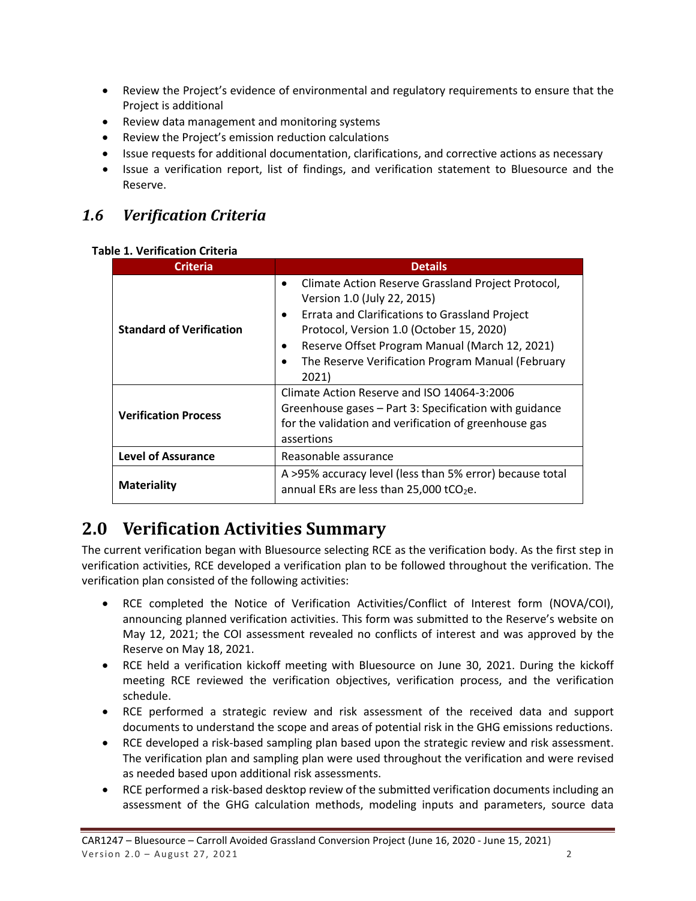- Review the Project's evidence of environmental and regulatory requirements to ensure that the Project is additional
- Review data management and monitoring systems
- Review the Project's emission reduction calculations
- Issue requests for additional documentation, clarifications, and corrective actions as necessary
- Issue a verification report, list of findings, and verification statement to Bluesource and the Reserve.

### *1.6 Verification Criteria*

**Table 1. Verification Criteria**

| Criteria | Details |
|---|---|
| **Standard of Verification** | • Climate Action Reserve Grassland Project Protocol, Version 1.0 (July 22, 2015)<br>• Errata and Clarifications to Grassland Project Protocol, Version 1.0 (October 15, 2020)<br>• Reserve Offset Program Manual (March 12, 2021)<br>• The Reserve Verification Program Manual (February 2021) |
| **Verification Process** | Climate Action Reserve and ISO 14064-3:2006 Greenhouse gases – Part 3: Specification with guidance for the validation and verification of greenhouse gas assertions |
| **Level of Assurance** | Reasonable assurance |
| **Materiality** | A >95% accuracy level (less than 5% error) because total annual ERs are less than 25,000 $tCO_2e$. |

## 2.0 Verification Activities Summary

The current verification began with Bluesource selecting RCE as the verification body. As the first step in verification activities, RCE developed a verification plan to be followed throughout the verification. The verification plan consisted of the following activities:

- RCE completed the Notice of Verification Activities/Conflict of Interest form (NOVA/COI), announcing planned verification activities. This form was submitted to the Reserve's website on May 12, 2021; the COI assessment revealed no conflicts of interest and was approved by the Reserve on May 18, 2021.
- RCE held a verification kickoff meeting with Bluesource on June 30, 2021. During the kickoff meeting RCE reviewed the verification objectives, verification process, and the verification schedule.
- RCE performed a strategic review and risk assessment of the received data and support documents to understand the scope and areas of potential risk in the GHG emissions reductions.
- RCE developed a risk-based sampling plan based upon the strategic review and risk assessment. The verification plan and sampling plan were used throughout the verification and were revised as needed based upon additional risk assessments.
- RCE performed a risk-based desktop review of the submitted verification documents including an assessment of the GHG calculation methods, modeling inputs and parameters, source data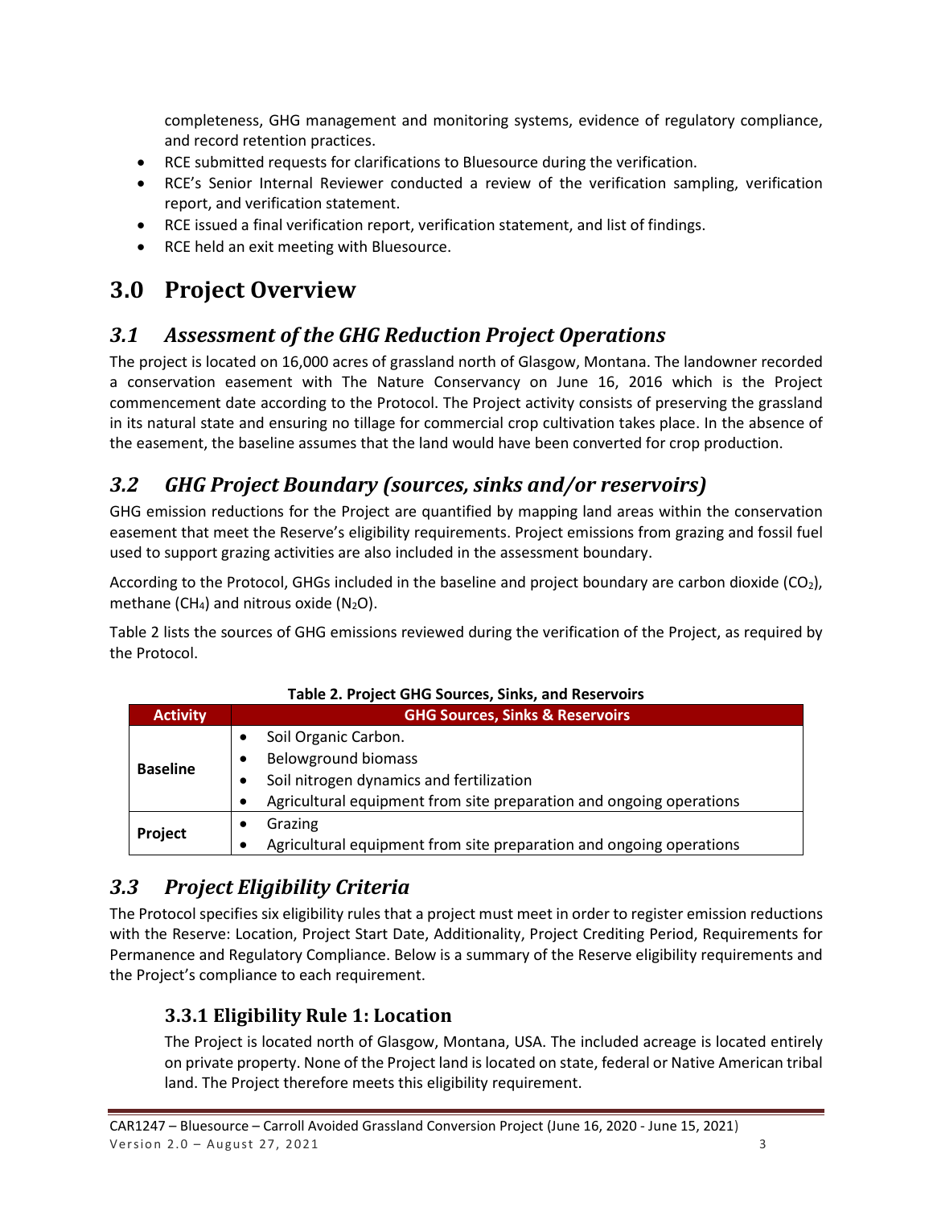completeness, GHG management and monitoring systems, evidence of regulatory compliance, and record retention practices.

- RCE submitted requests for clarifications to Bluesource during the verification.
- RCE's Senior Internal Reviewer conducted a review of the verification sampling, verification report, and verification statement.
- RCE issued a final verification report, verification statement, and list of findings.
- RCE held an exit meeting with Bluesource.

# 3.0 Project Overview

## *3.1 Assessment of the GHG Reduction Project Operations*

The project is located on 16,000 acres of grassland north of Glasgow, Montana. The landowner recorded a conservation easement with The Nature Conservancy on June 16, 2016 which is the Project commencement date according to the Protocol. The Project activity consists of preserving the grassland in its natural state and ensuring no tillage for commercial crop cultivation takes place. In the absence of the easement, the baseline assumes that the land would have been converted for crop production.

## *3.2 GHG Project Boundary (sources, sinks and/or reservoirs)*

GHG emission reductions for the Project are quantified by mapping land areas within the conservation easement that meet the Reserve's eligibility requirements. Project emissions from grazing and fossil fuel used to support grazing activities are also included in the assessment boundary.

According to the Protocol, GHGs included in the baseline and project boundary are carbon dioxide ($CO_2$), methane ($CH_4$) and nitrous oxide ($N_2O$).

Table 2 lists the sources of GHG emissions reviewed during the verification of the Project, as required by the Protocol.

**Table 2. Project GHG Sources, Sinks, and Reservoirs**

| Activity | GHG Sources, Sinks & Reservoirs |
|---|---|
| **Baseline** | • Soil Organic Carbon.<br>• Belowground biomass<br>• Soil nitrogen dynamics and fertilization<br>• Agricultural equipment from site preparation and ongoing operations |
| **Project** | • Grazing<br>• Agricultural equipment from site preparation and ongoing operations |

## *3.3 Project Eligibility Criteria*

The Protocol specifies six eligibility rules that a project must meet in order to register emission reductions with the Reserve: Location, Project Start Date, Additionality, Project Crediting Period, Requirements for Permanence and Regulatory Compliance. Below is a summary of the Reserve eligibility requirements and the Project's compliance to each requirement.

### 3.3.1 Eligibility Rule 1: Location

The Project is located north of Glasgow, Montana, USA. The included acreage is located entirely on private property. None of the Project land is located on state, federal or Native American tribal land. The Project therefore meets this eligibility requirement.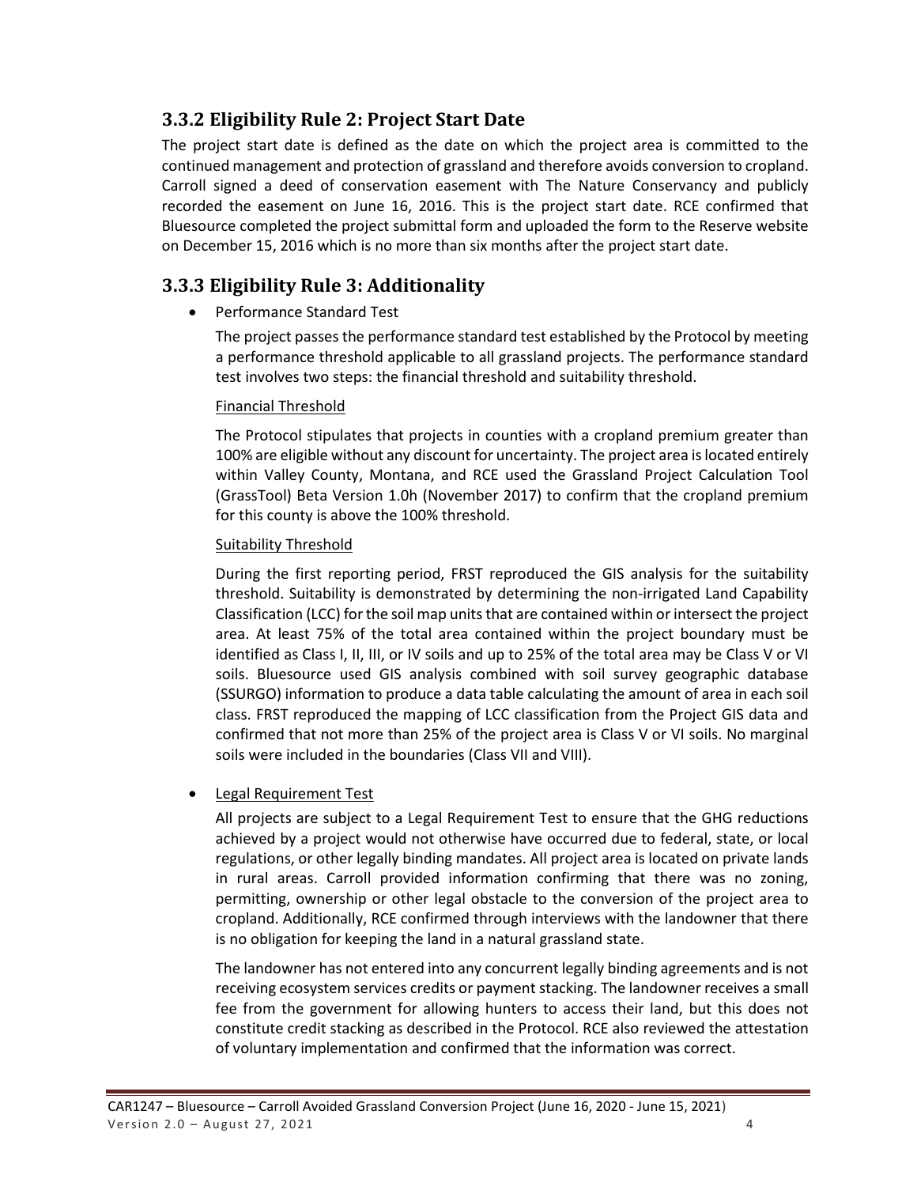### 3.3.2 Eligibility Rule 2: Project Start Date

The project start date is defined as the date on which the project area is committed to the continued management and protection of grassland and therefore avoids conversion to cropland. Carroll signed a deed of conservation easement with The Nature Conservancy and publicly recorded the easement on June 16, 2016. This is the project start date. RCE confirmed that Bluesource completed the project submittal form and uploaded the form to the Reserve website on December 15, 2016 which is no more than six months after the project start date.

### 3.3.3 Eligibility Rule 3: Additionality

- Performance Standard Test

  The project passes the performance standard test established by the Protocol by meeting a performance threshold applicable to all grassland projects. The performance standard test involves two steps: the financial threshold and suitability threshold.

  Financial Threshold

  The Protocol stipulates that projects in counties with a cropland premium greater than 100% are eligible without any discount for uncertainty. The project area is located entirely within Valley County, Montana, and RCE used the Grassland Project Calculation Tool (GrassTool) Beta Version 1.0h (November 2017) to confirm that the cropland premium for this county is above the 100% threshold.

  Suitability Threshold

  During the first reporting period, FRST reproduced the GIS analysis for the suitability threshold. Suitability is demonstrated by determining the non-irrigated Land Capability Classification (LCC) for the soil map units that are contained within or intersect the project area. At least 75% of the total area contained within the project boundary must be identified as Class I, II, III, or IV soils and up to 25% of the total area may be Class V or VI soils. Bluesource used GIS analysis combined with soil survey geographic database (SSURGO) information to produce a data table calculating the amount of area in each soil class. FRST reproduced the mapping of LCC classification from the Project GIS data and confirmed that not more than 25% of the project area is Class V or VI soils. No marginal soils were included in the boundaries (Class VII and VIII).

- Legal Requirement Test

  All projects are subject to a Legal Requirement Test to ensure that the GHG reductions achieved by a project would not otherwise have occurred due to federal, state, or local regulations, or other legally binding mandates. All project area is located on private lands in rural areas. Carroll provided information confirming that there was no zoning, permitting, ownership or other legal obstacle to the conversion of the project area to cropland. Additionally, RCE confirmed through interviews with the landowner that there is no obligation for keeping the land in a natural grassland state.

  The landowner has not entered into any concurrent legally binding agreements and is not receiving ecosystem services credits or payment stacking. The landowner receives a small fee from the government for allowing hunters to access their land, but this does not constitute credit stacking as described in the Protocol. RCE also reviewed the attestation of voluntary implementation and confirmed that the information was correct.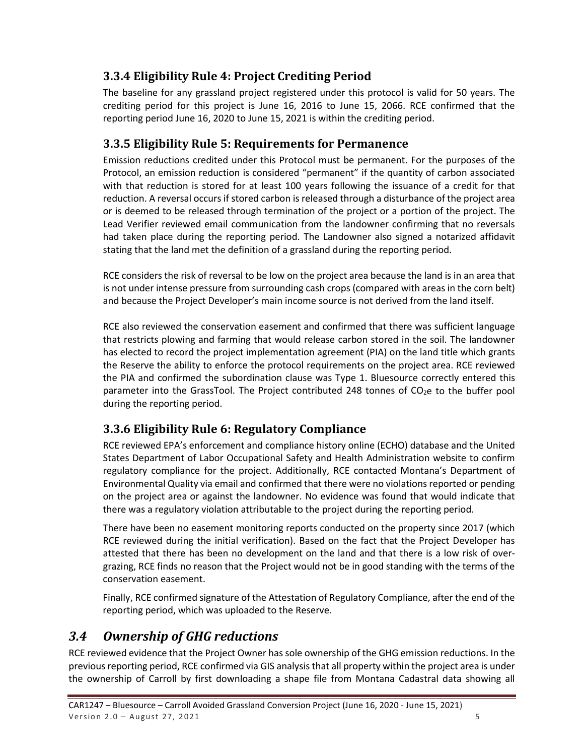### 3.3.4 Eligibility Rule 4: Project Crediting Period

The baseline for any grassland project registered under this protocol is valid for 50 years. The crediting period for this project is June 16, 2016 to June 15, 2066. RCE confirmed that the reporting period June 16, 2020 to June 15, 2021 is within the crediting period.

### 3.3.5 Eligibility Rule 5: Requirements for Permanence

Emission reductions credited under this Protocol must be permanent. For the purposes of the Protocol, an emission reduction is considered "permanent" if the quantity of carbon associated with that reduction is stored for at least 100 years following the issuance of a credit for that reduction. A reversal occurs if stored carbon is released through a disturbance of the project area or is deemed to be released through termination of the project or a portion of the project. The Lead Verifier reviewed email communication from the landowner confirming that no reversals had taken place during the reporting period. The Landowner also signed a notarized affidavit stating that the land met the definition of a grassland during the reporting period.

RCE considers the risk of reversal to be low on the project area because the land is in an area that is not under intense pressure from surrounding cash crops (compared with areas in the corn belt) and because the Project Developer's main income source is not derived from the land itself.

RCE also reviewed the conservation easement and confirmed that there was sufficient language that restricts plowing and farming that would release carbon stored in the soil. The landowner has elected to record the project implementation agreement (PIA) on the land title which grants the Reserve the ability to enforce the protocol requirements on the project area. RCE reviewed the PIA and confirmed the subordination clause was Type 1. Bluesource correctly entered this parameter into the GrassTool. The Project contributed 248 tonnes of $CO_2e$ to the buffer pool during the reporting period.

### 3.3.6 Eligibility Rule 6: Regulatory Compliance

RCE reviewed EPA's enforcement and compliance history online (ECHO) database and the United States Department of Labor Occupational Safety and Health Administration website to confirm regulatory compliance for the project. Additionally, RCE contacted Montana's Department of Environmental Quality via email and confirmed that there were no violations reported or pending on the project area or against the landowner. No evidence was found that would indicate that there was a regulatory violation attributable to the project during the reporting period.

There have been no easement monitoring reports conducted on the property since 2017 (which RCE reviewed during the initial verification). Based on the fact that the Project Developer has attested that there has been no development on the land and that there is a low risk of over-grazing, RCE finds no reason that the Project would not be in good standing with the terms of the conservation easement.

Finally, RCE confirmed signature of the Attestation of Regulatory Compliance, after the end of the reporting period, which was uploaded to the Reserve.

## *3.4 Ownership of GHG reductions*

RCE reviewed evidence that the Project Owner has sole ownership of the GHG emission reductions. In the previous reporting period, RCE confirmed via GIS analysis that all property within the project area is under the ownership of Carroll by first downloading a shape file from Montana Cadastral data showing all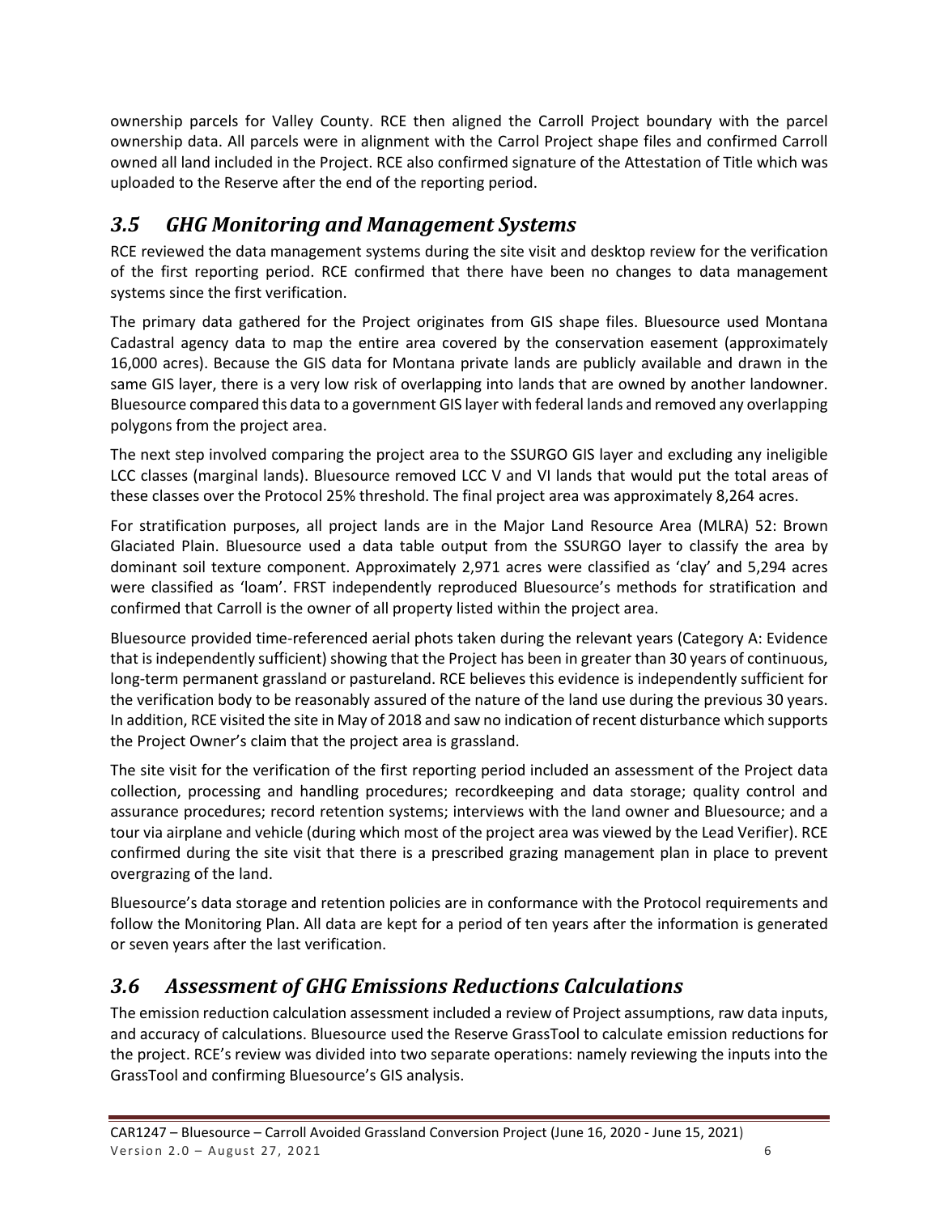ownership parcels for Valley County. RCE then aligned the Carroll Project boundary with the parcel ownership data. All parcels were in alignment with the Carrol Project shape files and confirmed Carroll owned all land included in the Project. RCE also confirmed signature of the Attestation of Title which was uploaded to the Reserve after the end of the reporting period.

## *3.5 GHG Monitoring and Management Systems*

RCE reviewed the data management systems during the site visit and desktop review for the verification of the first reporting period. RCE confirmed that there have been no changes to data management systems since the first verification.

The primary data gathered for the Project originates from GIS shape files. Bluesource used Montana Cadastral agency data to map the entire area covered by the conservation easement (approximately 16,000 acres). Because the GIS data for Montana private lands are publicly available and drawn in the same GIS layer, there is a very low risk of overlapping into lands that are owned by another landowner. Bluesource compared this data to a government GIS layer with federal lands and removed any overlapping polygons from the project area.

The next step involved comparing the project area to the SSURGO GIS layer and excluding any ineligible LCC classes (marginal lands). Bluesource removed LCC V and VI lands that would put the total areas of these classes over the Protocol 25% threshold. The final project area was approximately 8,264 acres.

For stratification purposes, all project lands are in the Major Land Resource Area (MLRA) 52: Brown Glaciated Plain. Bluesource used a data table output from the SSURGO layer to classify the area by dominant soil texture component. Approximately 2,971 acres were classified as 'clay' and 5,294 acres were classified as 'loam'. FRST independently reproduced Bluesource's methods for stratification and confirmed that Carroll is the owner of all property listed within the project area.

Bluesource provided time-referenced aerial phots taken during the relevant years (Category A: Evidence that is independently sufficient) showing that the Project has been in greater than 30 years of continuous, long-term permanent grassland or pastureland. RCE believes this evidence is independently sufficient for the verification body to be reasonably assured of the nature of the land use during the previous 30 years. In addition, RCE visited the site in May of 2018 and saw no indication of recent disturbance which supports the Project Owner's claim that the project area is grassland.

The site visit for the verification of the first reporting period included an assessment of the Project data collection, processing and handling procedures; recordkeeping and data storage; quality control and assurance procedures; record retention systems; interviews with the land owner and Bluesource; and a tour via airplane and vehicle (during which most of the project area was viewed by the Lead Verifier). RCE confirmed during the site visit that there is a prescribed grazing management plan in place to prevent overgrazing of the land.

Bluesource's data storage and retention policies are in conformance with the Protocol requirements and follow the Monitoring Plan. All data are kept for a period of ten years after the information is generated or seven years after the last verification.

## *3.6 Assessment of GHG Emissions Reductions Calculations*

The emission reduction calculation assessment included a review of Project assumptions, raw data inputs, and accuracy of calculations. Bluesource used the Reserve GrassTool to calculate emission reductions for the project. RCE's review was divided into two separate operations: namely reviewing the inputs into the GrassTool and confirming Bluesource's GIS analysis.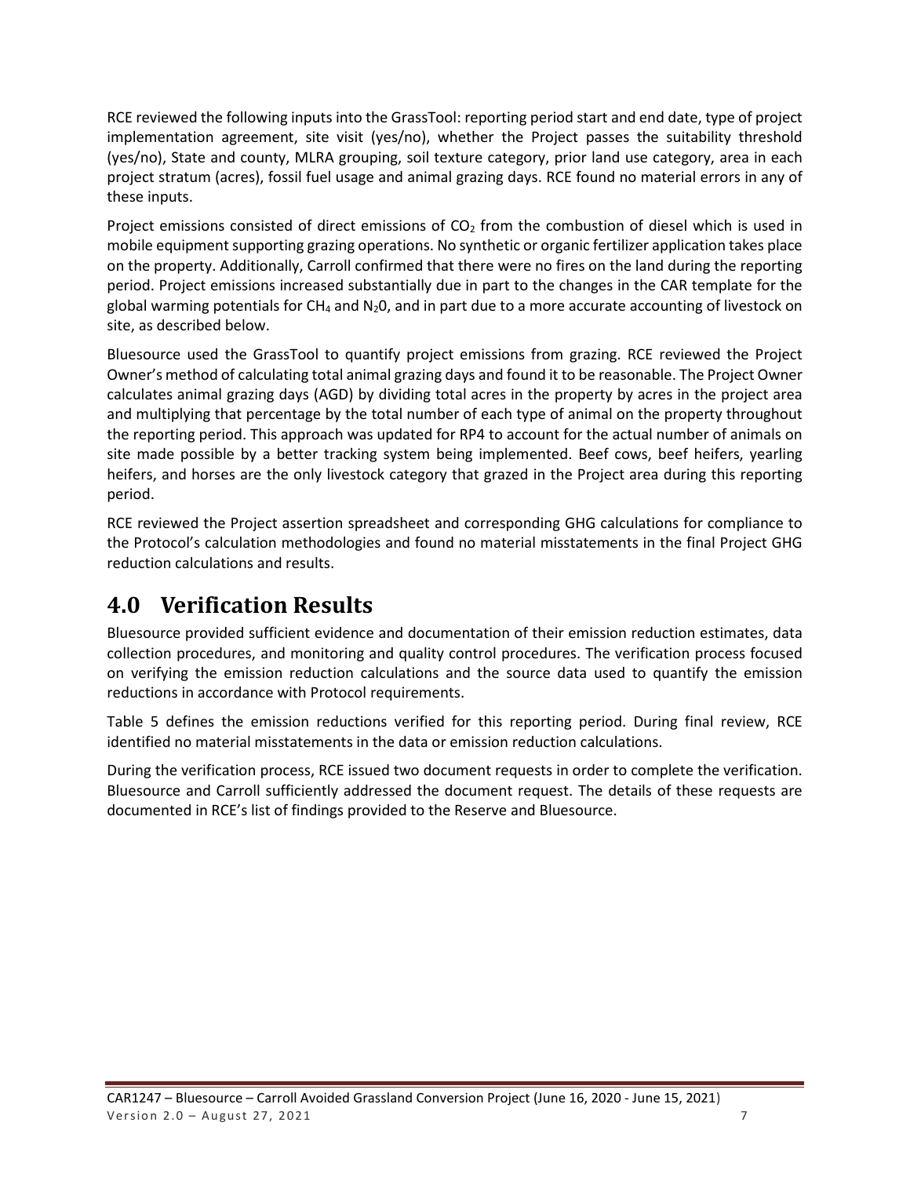RCE reviewed the following inputs into the GrassTool: reporting period start and end date, type of project implementation agreement, site visit (yes/no), whether the Project passes the suitability threshold (yes/no), State and county, MLRA grouping, soil texture category, prior land use category, area in each project stratum (acres), fossil fuel usage and animal grazing days. RCE found no material errors in any of these inputs.

Project emissions consisted of direct emissions of $CO_2$ from the combustion of diesel which is used in mobile equipment supporting grazing operations. No synthetic or organic fertilizer application takes place on the property. Additionally, Carroll confirmed that there were no fires on the land during the reporting period. Project emissions increased substantially due in part to the changes in the CAR template for the global warming potentials for $CH_4$ and $N_2O$, and in part due to a more accurate accounting of livestock on site, as described below.

Bluesource used the GrassTool to quantify project emissions from grazing. RCE reviewed the Project Owner's method of calculating total animal grazing days and found it to be reasonable. The Project Owner calculates animal grazing days (AGD) by dividing total acres in the property by acres in the project area and multiplying that percentage by the total number of each type of animal on the property throughout the reporting period. This approach was updated for RP4 to account for the actual number of animals on site made possible by a better tracking system being implemented. Beef cows, beef heifers, yearling heifers, and horses are the only livestock category that grazed in the Project area during this reporting period.

RCE reviewed the Project assertion spreadsheet and corresponding GHG calculations for compliance to the Protocol's calculation methodologies and found no material misstatements in the final Project GHG reduction calculations and results.

# 4.0 Verification Results

Bluesource provided sufficient evidence and documentation of their emission reduction estimates, data collection procedures, and monitoring and quality control procedures. The verification process focused on verifying the emission reduction calculations and the source data used to quantify the emission reductions in accordance with Protocol requirements.

Table 5 defines the emission reductions verified for this reporting period. During final review, RCE identified no material misstatements in the data or emission reduction calculations.

During the verification process, RCE issued two document requests in order to complete the verification. Bluesource and Carroll sufficiently addressed the document request. The details of these requests are documented in RCE's list of findings provided to the Reserve and Bluesource.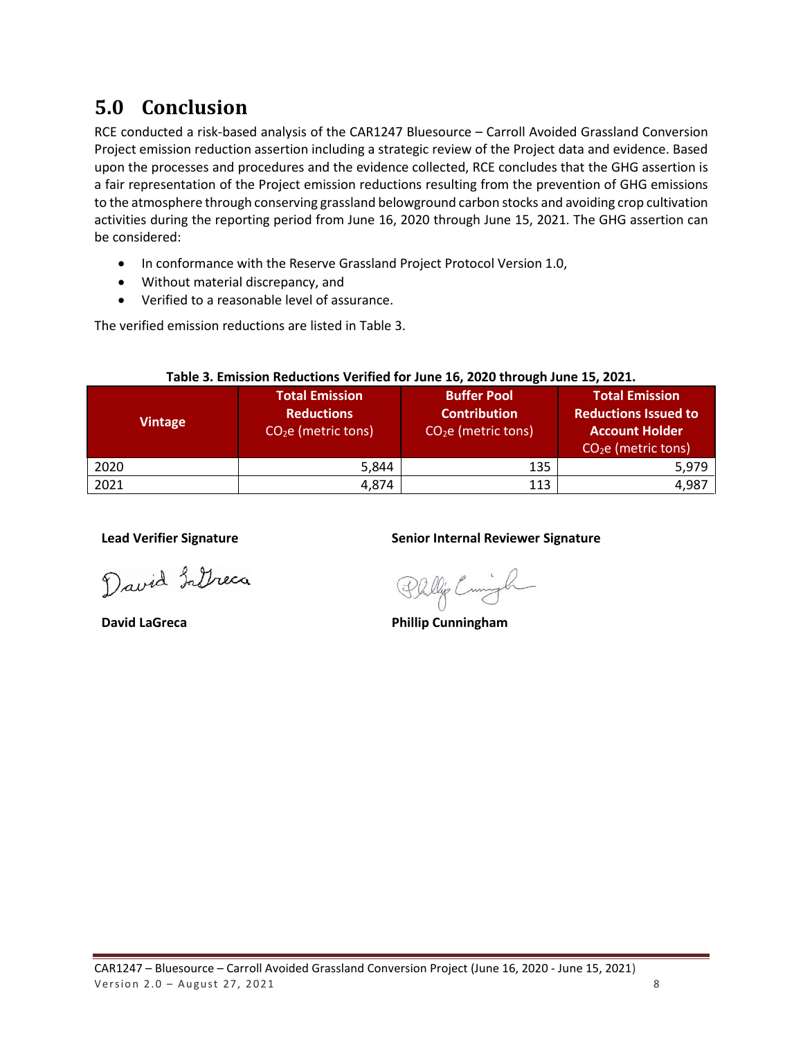## 5.0 Conclusion

RCE conducted a risk-based analysis of the CAR1247 Bluesource – Carroll Avoided Grassland Conversion Project emission reduction assertion including a strategic review of the Project data and evidence. Based upon the processes and procedures and the evidence collected, RCE concludes that the GHG assertion is a fair representation of the Project emission reductions resulting from the prevention of GHG emissions to the atmosphere through conserving grassland belowground carbon stocks and avoiding crop cultivation activities during the reporting period from June 16, 2020 through June 15, 2021. The GHG assertion can be considered:

- In conformance with the Reserve Grassland Project Protocol Version 1.0,
- Without material discrepancy, and
- Verified to a reasonable level of assurance.

The verified emission reductions are listed in Table 3.

**Table 3. Emission Reductions Verified for June 16, 2020 through June 15, 2021.**

| Vintage | Total Emission Reductions $CO_2e$ (metric tons) | Buffer Pool Contribution $CO_2e$ (metric tons) | Total Emission Reductions Issued to Account Holder $CO_2e$ (metric tons) |
|---|---|---|---|
| 2020 | 5,844 | 135 | 5,979 |
| 2021 | 4,874 | 113 | 4,987 |

**Lead Verifier Signature**

David LaGreca

**David LaGreca**

**Senior Internal Reviewer Signature**

Phillip Cunningham

**Phillip Cunningham**